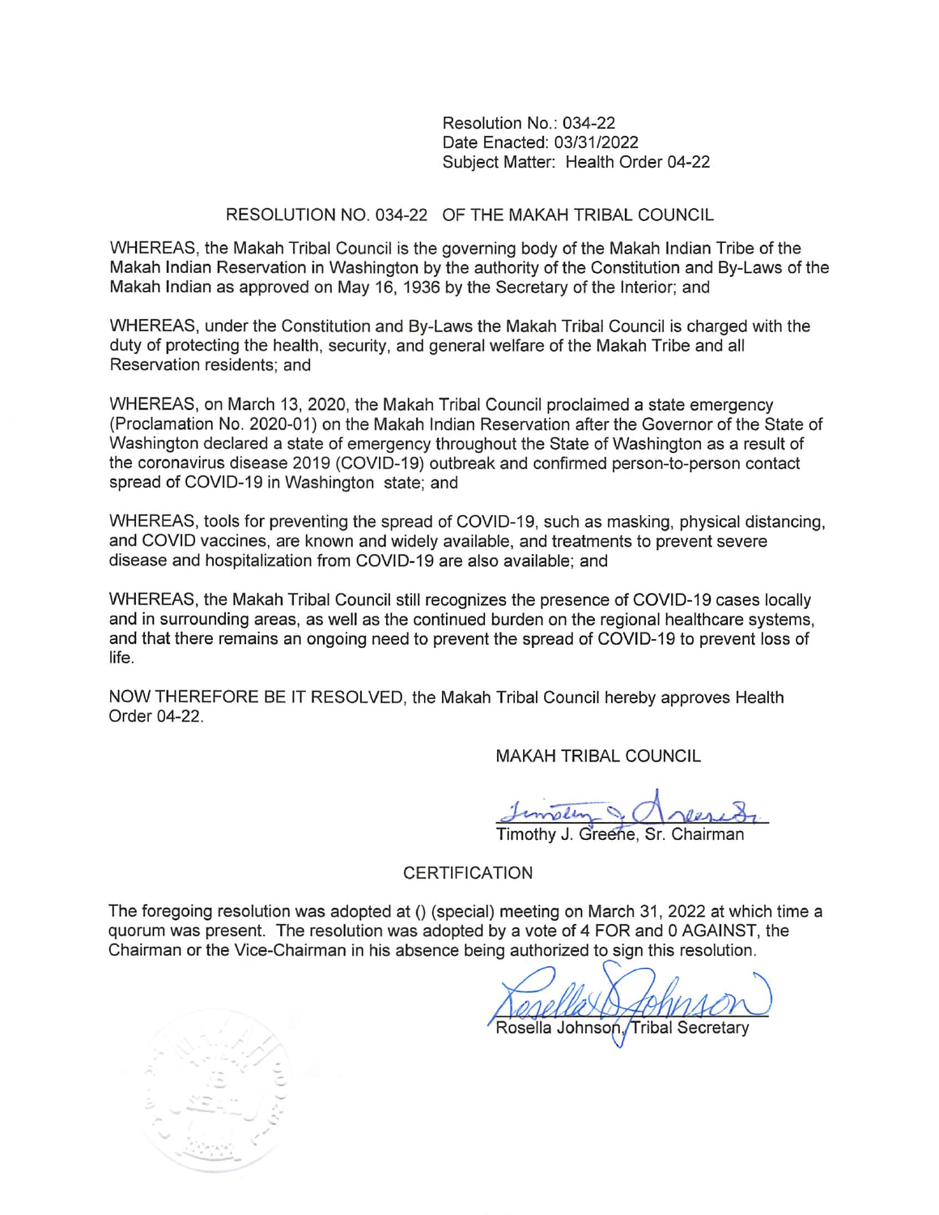Resolution No.: 034-22
Date Enacted: 03/31/2022
Subject Matter: Health Order 04-22

# RESOLUTION NO. 034-22 OF THE MAKAH TRIBAL COUNCIL

WHEREAS, the Makah Tribal Council is the governing body of the Makah Indian Tribe of the Makah Indian Reservation in Washington by the authority of the Constitution and By-Laws of the Makah Indian as approved on May 16, 1936 by the Secretary of the Interior; and

WHEREAS, under the Constitution and By-Laws the Makah Tribal Council is charged with the duty of protecting the health, security, and general welfare of the Makah Tribe and all Reservation residents; and

WHEREAS, on March 13, 2020, the Makah Tribal Council proclaimed a state emergency (Proclamation No. 2020-01) on the Makah Indian Reservation after the Governor of the State of Washington declared a state of emergency throughout the State of Washington as a result of the coronavirus disease 2019 (COVID-19) outbreak and confirmed person-to-person contact spread of COVID-19 in Washington state; and

WHEREAS, tools for preventing the spread of COVID-19, such as masking, physical distancing, and COVID vaccines, are known and widely available, and treatments to prevent severe disease and hospitalization from COVID-19 are also available; and

WHEREAS, the Makah Tribal Council still recognizes the presence of COVID-19 cases locally and in surrounding areas, as well as the continued burden on the regional healthcare systems, and that there remains an ongoing need to prevent the spread of COVID-19 to prevent loss of life.

NOW THEREFORE BE IT RESOLVED, the Makah Tribal Council hereby approves Health Order 04-22.

MAKAH TRIBAL COUNCIL

Timothy J. Greene, Sr. Chairman

## CERTIFICATION

The foregoing resolution was adopted at () (special) meeting on March 31, 2022 at which time a quorum was present. The resolution was adopted by a vote of 4 FOR and 0 AGAINST, the Chairman or the Vice-Chairman in his absence being authorized to sign this resolution.

Rosella Johnson, Tribal Secretary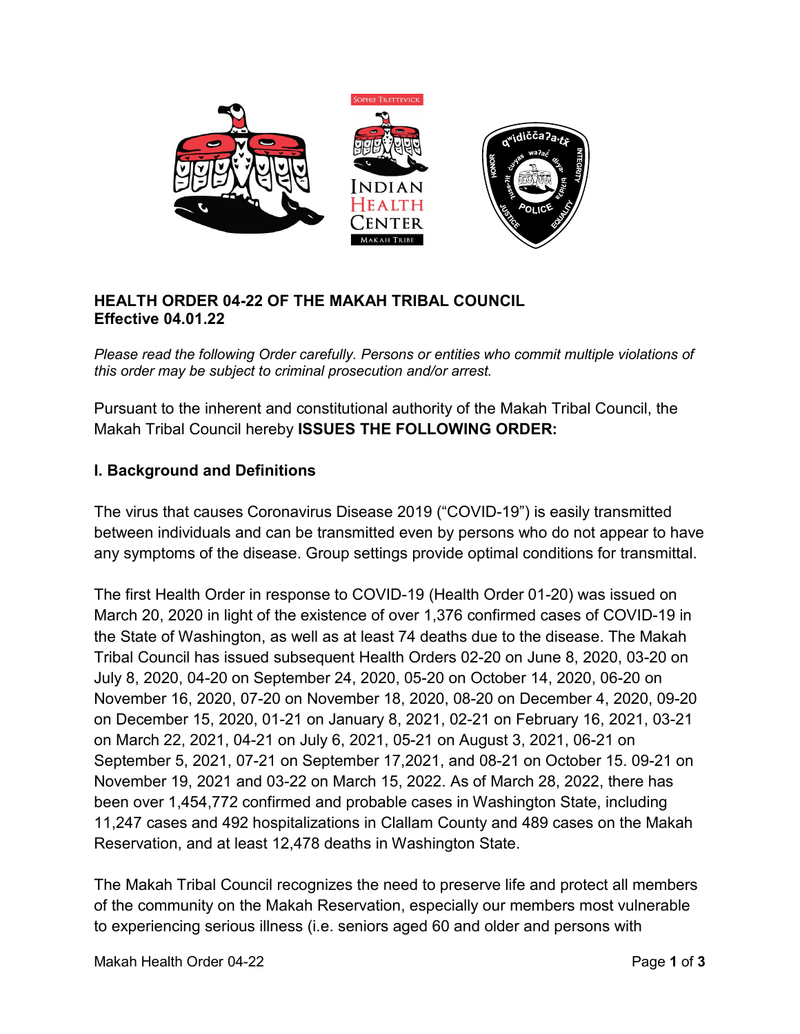**HEALTH ORDER 04-22 OF THE MAKAH TRIBAL COUNCIL**
**Effective 04.01.22**

*Please read the following Order carefully. Persons or entities who commit multiple violations of this order may be subject to criminal prosecution and/or arrest.*

Pursuant to the inherent and constitutional authority of the Makah Tribal Council, the Makah Tribal Council hereby **ISSUES THE FOLLOWING ORDER:**

## I. Background and Definitions

The virus that causes Coronavirus Disease 2019 ("COVID-19") is easily transmitted between individuals and can be transmitted even by persons who do not appear to have any symptoms of the disease. Group settings provide optimal conditions for transmittal.

The first Health Order in response to COVID-19 (Health Order 01-20) was issued on March 20, 2020 in light of the existence of over 1,376 confirmed cases of COVID-19 in the State of Washington, as well as at least 74 deaths due to the disease. The Makah Tribal Council has issued subsequent Health Orders 02-20 on June 8, 2020, 03-20 on July 8, 2020, 04-20 on September 24, 2020, 05-20 on October 14, 2020, 06-20 on November 16, 2020, 07-20 on November 18, 2020, 08-20 on December 4, 2020, 09-20 on December 15, 2020, 01-21 on January 8, 2021, 02-21 on February 16, 2021, 03-21 on March 22, 2021, 04-21 on July 6, 2021, 05-21 on August 3, 2021, 06-21 on September 5, 2021, 07-21 on September 17,2021, and 08-21 on October 15. 09-21 on November 19, 2021 and 03-22 on March 15, 2022. As of March 28, 2022, there has been over 1,454,772 confirmed and probable cases in Washington State, including 11,247 cases and 492 hospitalizations in Clallam County and 489 cases on the Makah Reservation, and at least 12,478 deaths in Washington State.

The Makah Tribal Council recognizes the need to preserve life and protect all members of the community on the Makah Reservation, especially our members most vulnerable to experiencing serious illness (i.e. seniors aged 60 and older and persons with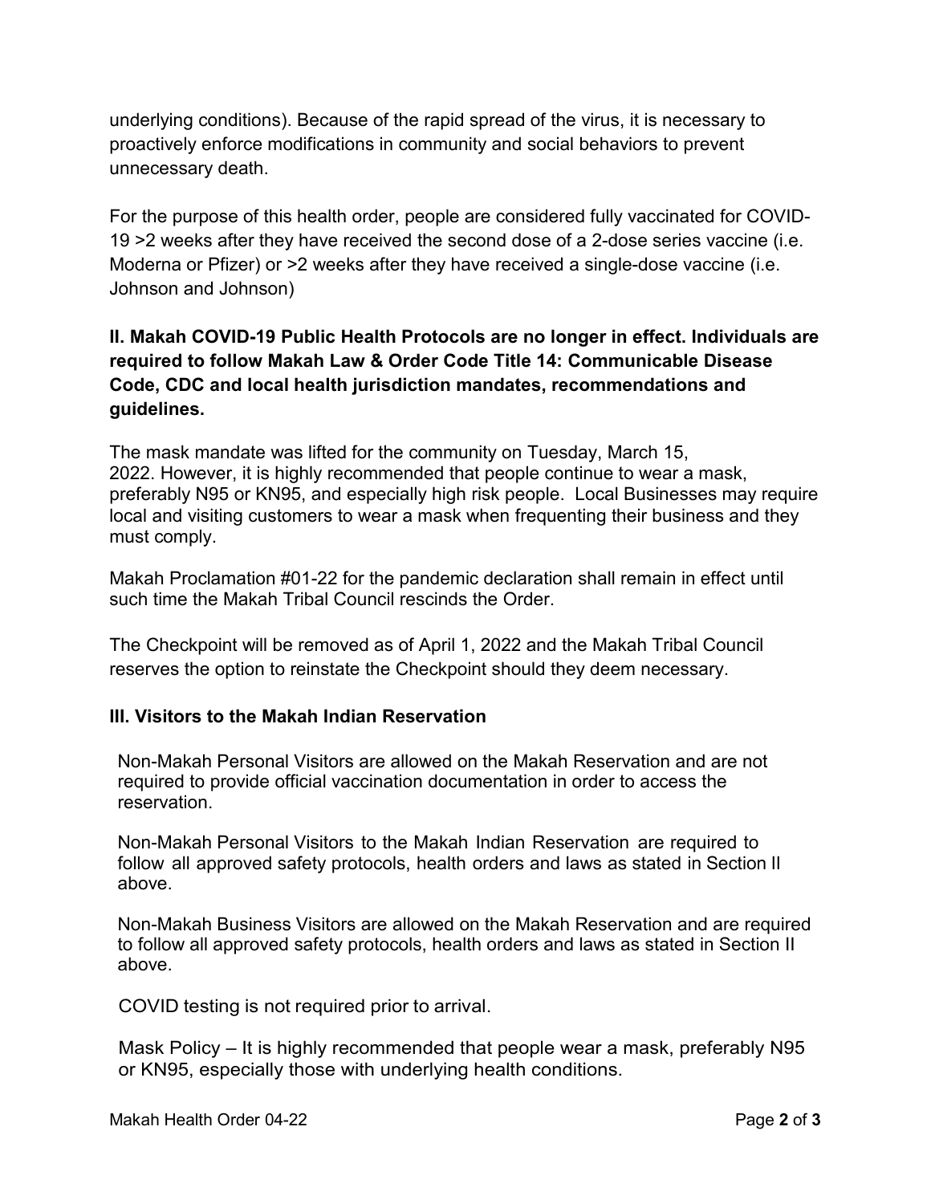underlying conditions). Because of the rapid spread of the virus, it is necessary to proactively enforce modifications in community and social behaviors to prevent unnecessary death.

For the purpose of this health order, people are considered fully vaccinated for COVID-19 >2 weeks after they have received the second dose of a 2-dose series vaccine (i.e. Moderna or Pfizer) or >2 weeks after they have received a single-dose vaccine (i.e. Johnson and Johnson)

## II. Makah COVID-19 Public Health Protocols are no longer in effect. Individuals are required to follow Makah Law & Order Code Title 14: Communicable Disease Code, CDC and local health jurisdiction mandates, recommendations and guidelines.

The mask mandate was lifted for the community on Tuesday, March 15, 2022. However, it is highly recommended that people continue to wear a mask, preferably N95 or KN95, and especially high risk people. Local Businesses may require local and visiting customers to wear a mask when frequenting their business and they must comply.

Makah Proclamation #01-22 for the pandemic declaration shall remain in effect until such time the Makah Tribal Council rescinds the Order.

The Checkpoint will be removed as of April 1, 2022 and the Makah Tribal Council reserves the option to reinstate the Checkpoint should they deem necessary.

## III. Visitors to the Makah Indian Reservation

Non-Makah Personal Visitors are allowed on the Makah Reservation and are not required to provide official vaccination documentation in order to access the reservation.

Non-Makah Personal Visitors to the Makah Indian Reservation are required to follow all approved safety protocols, health orders and laws as stated in Section II above.

Non-Makah Business Visitors are allowed on the Makah Reservation and are required to follow all approved safety protocols, health orders and laws as stated in Section II above.

COVID testing is not required prior to arrival.

Mask Policy – It is highly recommended that people wear a mask, preferably N95 or KN95, especially those with underlying health conditions.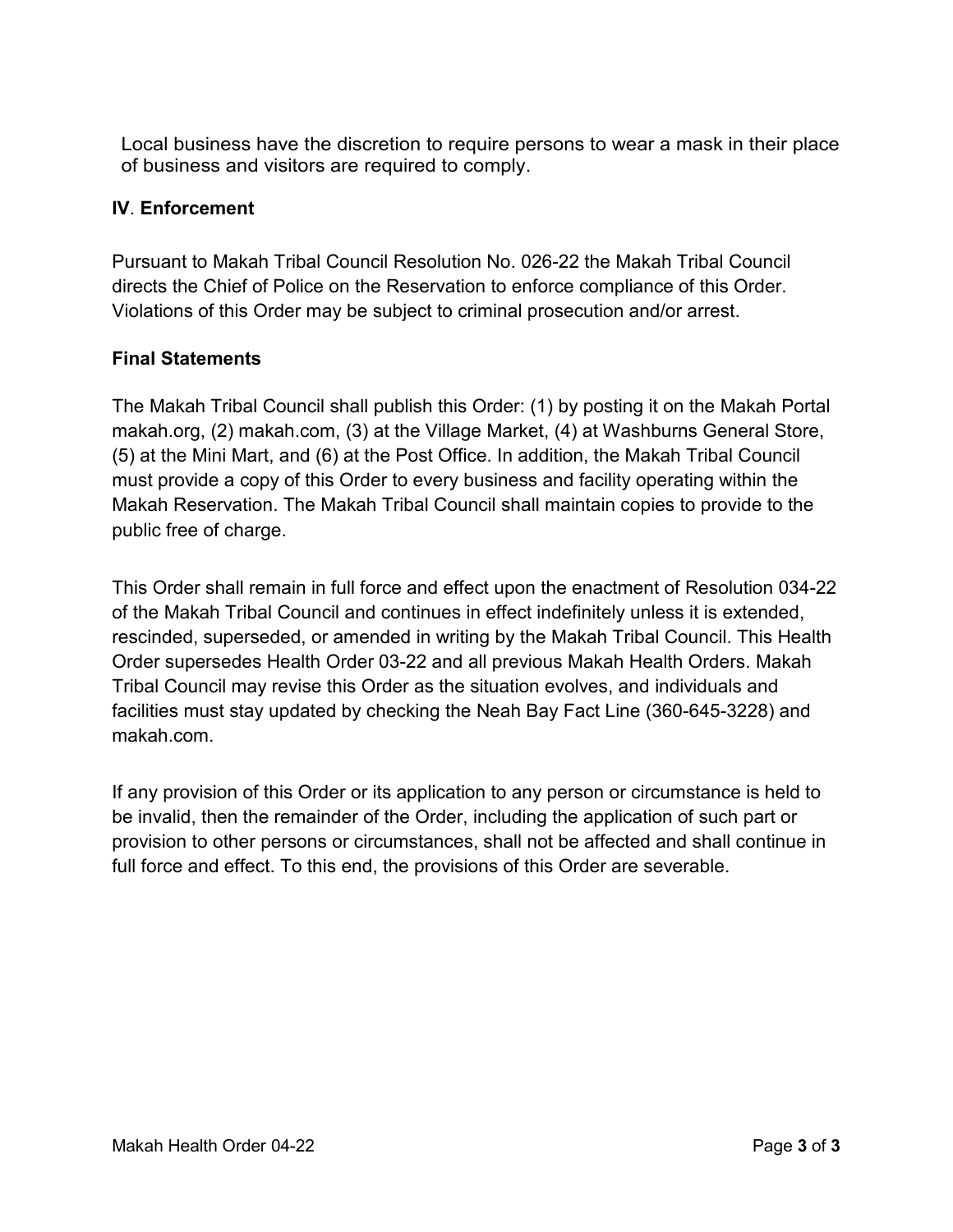Local business have the discretion to require persons to wear a mask in their place of business and visitors are required to comply.

## IV. Enforcement

Pursuant to Makah Tribal Council Resolution No. 026-22 the Makah Tribal Council directs the Chief of Police on the Reservation to enforce compliance of this Order. Violations of this Order may be subject to criminal prosecution and/or arrest.

## Final Statements

The Makah Tribal Council shall publish this Order: (1) by posting it on the Makah Portal makah.org, (2) makah.com, (3) at the Village Market, (4) at Washburns General Store, (5) at the Mini Mart, and (6) at the Post Office. In addition, the Makah Tribal Council must provide a copy of this Order to every business and facility operating within the Makah Reservation. The Makah Tribal Council shall maintain copies to provide to the public free of charge.

This Order shall remain in full force and effect upon the enactment of Resolution 034-22 of the Makah Tribal Council and continues in effect indefinitely unless it is extended, rescinded, superseded, or amended in writing by the Makah Tribal Council. This Health Order supersedes Health Order 03-22 and all previous Makah Health Orders. Makah Tribal Council may revise this Order as the situation evolves, and individuals and facilities must stay updated by checking the Neah Bay Fact Line (360-645-3228) and makah.com.

If any provision of this Order or its application to any person or circumstance is held to be invalid, then the remainder of the Order, including the application of such part or provision to other persons or circumstances, shall not be affected and shall continue in full force and effect. To this end, the provisions of this Order are severable.